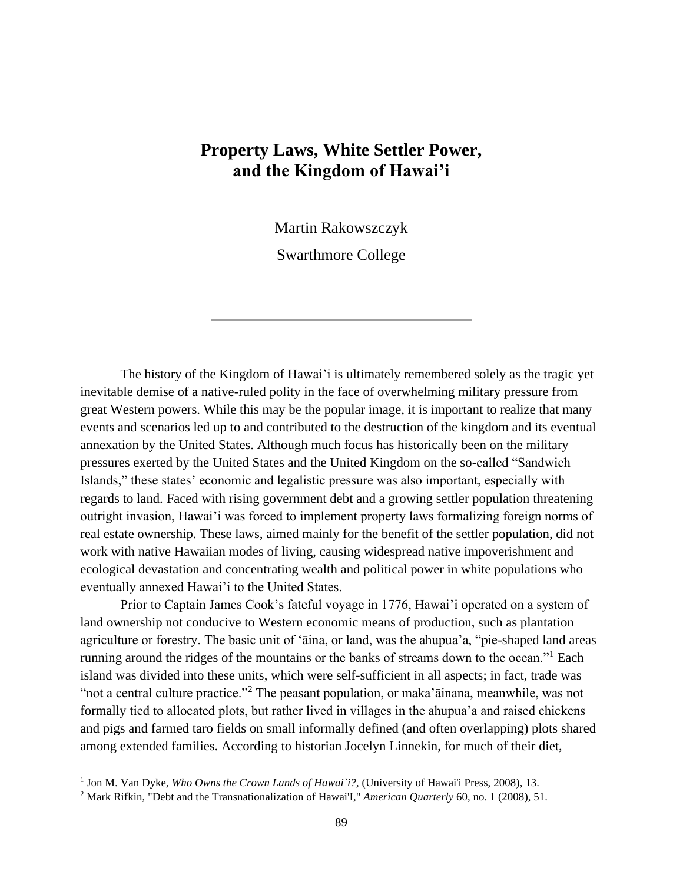# Property Laws, White Settler Power, and the Kingdom of Hawai'i

Martin Rakowszczyk

Swarthmore College

---

The history of the Kingdom of Hawai'i is ultimately remembered solely as the tragic yet inevitable demise of a native-ruled polity in the face of overwhelming military pressure from great Western powers. While this may be the popular image, it is important to realize that many events and scenarios led up to and contributed to the destruction of the kingdom and its eventual annexation by the United States. Although much focus has historically been on the military pressures exerted by the United States and the United Kingdom on the so-called "Sandwich Islands," these states' economic and legalistic pressure was also important, especially with regards to land. Faced with rising government debt and a growing settler population threatening outright invasion, Hawai'i was forced to implement property laws formalizing foreign norms of real estate ownership. These laws, aimed mainly for the benefit of the settler population, did not work with native Hawaiian modes of living, causing widespread native impoverishment and ecological devastation and concentrating wealth and political power in white populations who eventually annexed Hawai'i to the United States.

Prior to Captain James Cook's fateful voyage in 1776, Hawai'i operated on a system of land ownership not conducive to Western economic means of production, such as plantation agriculture or forestry. The basic unit of 'āina, or land, was the ahupua'a, "pie-shaped land areas running around the ridges of the mountains or the banks of streams down to the ocean."[1] Each island was divided into these units, which were self-sufficient in all aspects; in fact, trade was "not a central culture practice."[2] The peasant population, or maka'āinana, meanwhile, was not formally tied to allocated plots, but rather lived in villages in the ahupua'a and raised chickens and pigs and farmed taro fields on small informally defined (and often overlapping) plots shared among extended families. According to historian Jocelyn Linnekin, for much of their diet,

---

[1] Jon M. Van Dyke, *Who Owns the Crown Lands of Hawai`i?,* (University of Hawai'i Press, 2008), 13.

[2] Mark Rifkin, "Debt and the Transnationalization of Hawai'I," *American Quarterly* 60, no. 1 (2008), 51.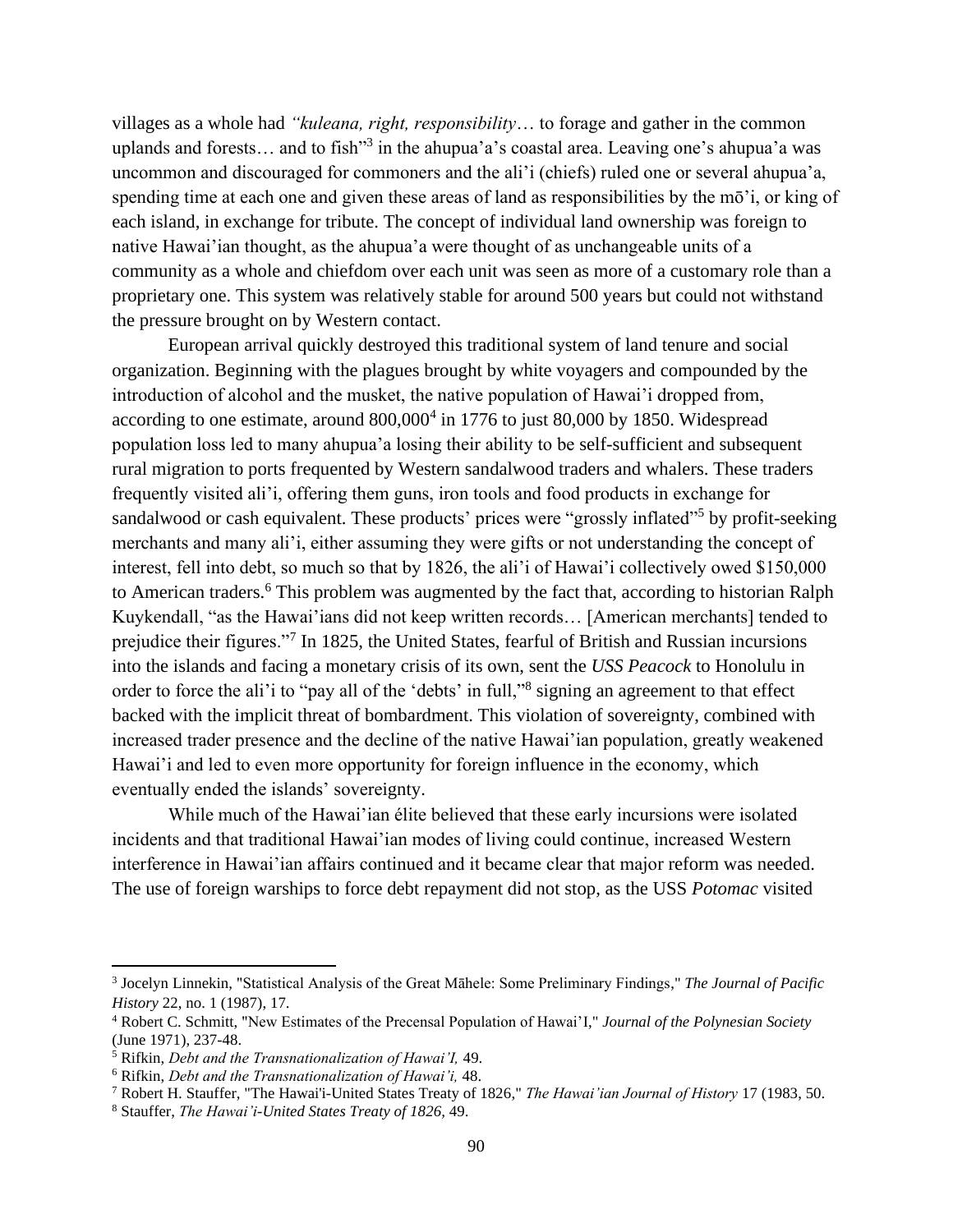villages as a whole had *"kuleana, right, responsibility*… to forage and gather in the common uplands and forests… and to fish"[3] in the ahupua'a's coastal area. Leaving one's ahupua'a was uncommon and discouraged for commoners and the ali'i (chiefs) ruled one or several ahupua'a, spending time at each one and given these areas of land as responsibilities by the mō'i, or king of each island, in exchange for tribute. The concept of individual land ownership was foreign to native Hawai'ian thought, as the ahupua'a were thought of as unchangeable units of a community as a whole and chiefdom over each unit was seen as more of a customary role than a proprietary one. This system was relatively stable for around 500 years but could not withstand the pressure brought on by Western contact.

European arrival quickly destroyed this traditional system of land tenure and social organization. Beginning with the plagues brought by white voyagers and compounded by the introduction of alcohol and the musket, the native population of Hawai'i dropped from, according to one estimate, around 800,000[4] in 1776 to just 80,000 by 1850. Widespread population loss led to many ahupua'a losing their ability to be self-sufficient and subsequent rural migration to ports frequented by Western sandalwood traders and whalers. These traders frequently visited ali'i, offering them guns, iron tools and food products in exchange for sandalwood or cash equivalent. These products' prices were "grossly inflated"[5] by profit-seeking merchants and many ali'i, either assuming they were gifts or not understanding the concept of interest, fell into debt, so much so that by 1826, the ali'i of Hawai'i collectively owed $150,000 to American traders.[6] This problem was augmented by the fact that, according to historian Ralph Kuykendall, "as the Hawai'ians did not keep written records… [American merchants] tended to prejudice their figures."[7] In 1825, the United States, fearful of British and Russian incursions into the islands and facing a monetary crisis of its own, sent the *USS Peacock* to Honolulu in order to force the ali'i to "pay all of the 'debts' in full,"[8] signing an agreement to that effect backed with the implicit threat of bombardment. This violation of sovereignty, combined with increased trader presence and the decline of the native Hawai'ian population, greatly weakened Hawai'i and led to even more opportunity for foreign influence in the economy, which eventually ended the islands' sovereignty.

While much of the Hawai'ian élite believed that these early incursions were isolated incidents and that traditional Hawai'ian modes of living could continue, increased Western interference in Hawai'ian affairs continued and it became clear that major reform was needed. The use of foreign warships to force debt repayment did not stop, as the USS *Potomac* visited

---

[3] Jocelyn Linnekin, "Statistical Analysis of the Great Māhele: Some Preliminary Findings," *The Journal of Pacific History* 22, no. 1 (1987), 17.

[4] Robert C. Schmitt, "New Estimates of the Precensal Population of Hawai'I," *Journal of the Polynesian Society* (June 1971), 237-48.

[5] Rifkin, *Debt and the Transnationalization of Hawai'I,* 49.

[6] Rifkin, *Debt and the Transnationalization of Hawai'i,* 48.

[7] Robert H. Stauffer, "The Hawai'i-United States Treaty of 1826," *The Hawai'ian Journal of History* 17 (1983, 50.

[8] Stauffer, *The Hawai'i-United States Treaty of 1826*, 49.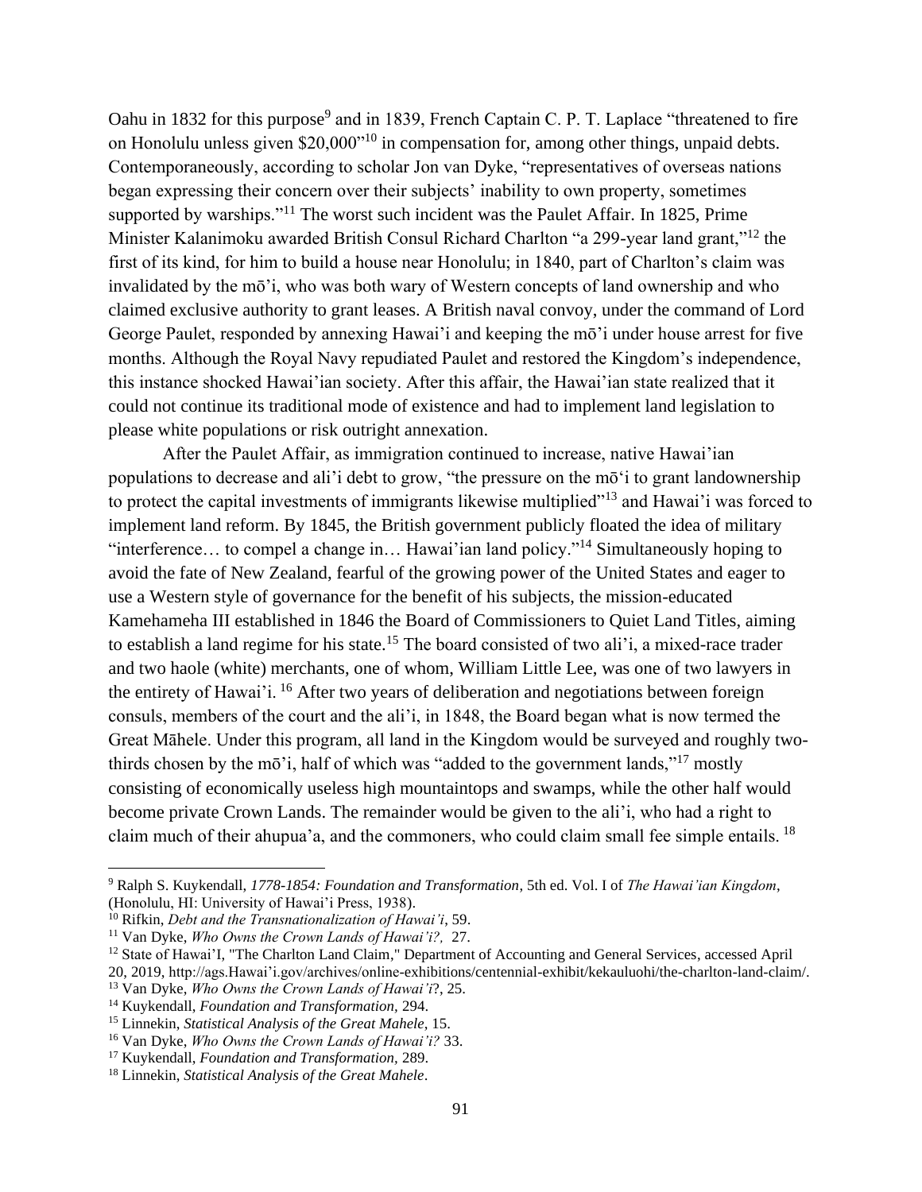Oahu in 1832 for this purpose[9] and in 1839, French Captain C. P. T. Laplace "threatened to fire on Honolulu unless given $20,000"[10] in compensation for, among other things, unpaid debts. Contemporaneously, according to scholar Jon van Dyke, "representatives of overseas nations began expressing their concern over their subjects' inability to own property, sometimes supported by warships."[11] The worst such incident was the Paulet Affair. In 1825, Prime Minister Kalanimoku awarded British Consul Richard Charlton "a 299-year land grant,"[12] the first of its kind, for him to build a house near Honolulu; in 1840, part of Charlton's claim was invalidated by the mō'i, who was both wary of Western concepts of land ownership and who claimed exclusive authority to grant leases. A British naval convoy, under the command of Lord George Paulet, responded by annexing Hawai'i and keeping the mō'i under house arrest for five months. Although the Royal Navy repudiated Paulet and restored the Kingdom's independence, this instance shocked Hawai'ian society. After this affair, the Hawai'ian state realized that it could not continue its traditional mode of existence and had to implement land legislation to please white populations or risk outright annexation.

After the Paulet Affair, as immigration continued to increase, native Hawai'ian populations to decrease and ali'i debt to grow, "the pressure on the mō'i to grant landownership to protect the capital investments of immigrants likewise multiplied"[13] and Hawai'i was forced to implement land reform. By 1845, the British government publicly floated the idea of military "interference… to compel a change in… Hawai'ian land policy."[14] Simultaneously hoping to avoid the fate of New Zealand, fearful of the growing power of the United States and eager to use a Western style of governance for the benefit of his subjects, the mission-educated Kamehameha III established in 1846 the Board of Commissioners to Quiet Land Titles, aiming to establish a land regime for his state.[15] The board consisted of two ali'i, a mixed-race trader and two haole (white) merchants, one of whom, William Little Lee, was one of two lawyers in the entirety of Hawai'i.[16] After two years of deliberation and negotiations between foreign consuls, members of the court and the ali'i, in 1848, the Board began what is now termed the Great Māhele. Under this program, all land in the Kingdom would be surveyed and roughly two-thirds chosen by the mō'i, half of which was "added to the government lands,"[17] mostly consisting of economically useless high mountaintops and swamps, while the other half would become private Crown Lands. The remainder would be given to the ali'i, who had a right to claim much of their ahupua'a, and the commoners, who could claim small fee simple entails.[18]

---

[9] Ralph S. Kuykendall, *1778-1854: Foundation and Transformation*, 5th ed. Vol. I of *The Hawai'ian Kingdom*, (Honolulu, HI: University of Hawai'i Press, 1938).

[10] Rifkin, *Debt and the Transnationalization of Hawai'i*, 59.

[11] Van Dyke, *Who Owns the Crown Lands of Hawai'i?,* 27.

[12] State of Hawai'I, "The Charlton Land Claim," Department of Accounting and General Services, accessed April 20, 2019, http://ags.Hawai'i.gov/archives/online-exhibitions/centennial-exhibit/kekauluohi/the-charlton-land-claim/.

[13] Van Dyke, *Who Owns the Crown Lands of Hawai'i*?, 25.

[14] Kuykendall, *Foundation and Transformation,* 294.

[15] Linnekin, *Statistical Analysis of the Great Mahele*, 15.

[16] Van Dyke, *Who Owns the Crown Lands of Hawai'i?* 33.

[17] Kuykendall, *Foundation and Transformation,* 289.

[18] Linnekin, *Statistical Analysis of the Great Mahele*.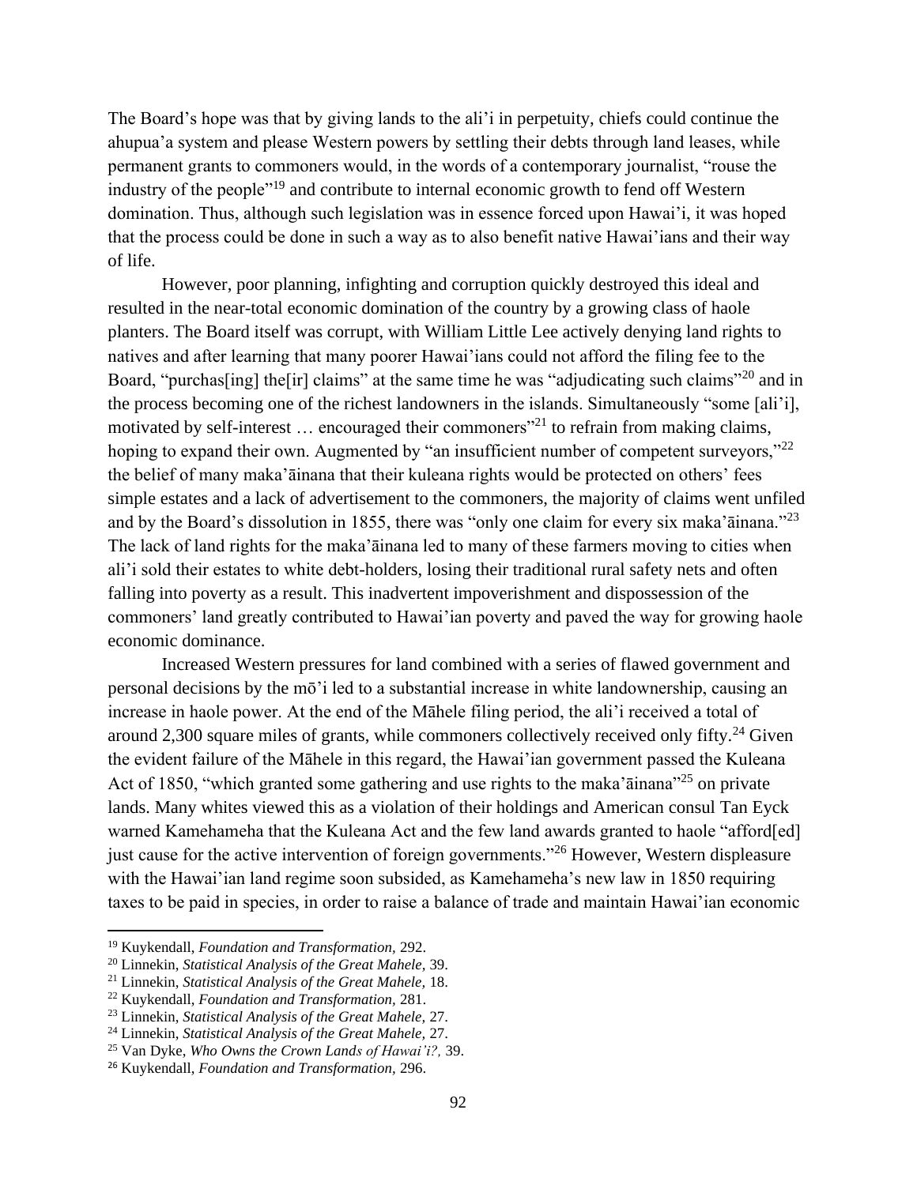The Board's hope was that by giving lands to the ali'i in perpetuity, chiefs could continue the ahupua'a system and please Western powers by settling their debts through land leases, while permanent grants to commoners would, in the words of a contemporary journalist, "rouse the industry of the people"[19] and contribute to internal economic growth to fend off Western domination. Thus, although such legislation was in essence forced upon Hawai'i, it was hoped that the process could be done in such a way as to also benefit native Hawai'ians and their way of life.

However, poor planning, infighting and corruption quickly destroyed this ideal and resulted in the near-total economic domination of the country by a growing class of haole planters. The Board itself was corrupt, with William Little Lee actively denying land rights to natives and after learning that many poorer Hawai'ians could not afford the filing fee to the Board, "purchas[ing] the[ir] claims" at the same time he was "adjudicating such claims"[20] and in the process becoming one of the richest landowners in the islands. Simultaneously "some [ali'i], motivated by self-interest … encouraged their commoners"[21] to refrain from making claims, hoping to expand their own. Augmented by "an insufficient number of competent surveyors,"[22] the belief of many maka'āinana that their kuleana rights would be protected on others' fees simple estates and a lack of advertisement to the commoners, the majority of claims went unfiled and by the Board's dissolution in 1855, there was "only one claim for every six maka'āinana."[23] The lack of land rights for the maka'āinana led to many of these farmers moving to cities when ali'i sold their estates to white debt-holders, losing their traditional rural safety nets and often falling into poverty as a result. This inadvertent impoverishment and dispossession of the commoners' land greatly contributed to Hawai'ian poverty and paved the way for growing haole economic dominance.

Increased Western pressures for land combined with a series of flawed government and personal decisions by the mō'i led to a substantial increase in white landownership, causing an increase in haole power. At the end of the Māhele filing period, the ali'i received a total of around 2,300 square miles of grants, while commoners collectively received only fifty.[24] Given the evident failure of the Māhele in this regard, the Hawai'ian government passed the Kuleana Act of 1850, "which granted some gathering and use rights to the maka'āinana"[25] on private lands. Many whites viewed this as a violation of their holdings and American consul Tan Eyck warned Kamehameha that the Kuleana Act and the few land awards granted to haole "afford[ed] just cause for the active intervention of foreign governments."[26] However, Western displeasure with the Hawai'ian land regime soon subsided, as Kamehameha's new law in 1850 requiring taxes to be paid in species, in order to raise a balance of trade and maintain Hawai'ian economic

---

[19] Kuykendall, *Foundation and Transformation,* 292.

[20] Linnekin, *Statistical Analysis of the Great Mahele,* 39.

[21] Linnekin, *Statistical Analysis of the Great Mahele,* 18.

[22] Kuykendall, *Foundation and Transformation,* 281.

[23] Linnekin, *Statistical Analysis of the Great Mahele,* 27.

[24] Linnekin, *Statistical Analysis of the Great Mahele,* 27.

[25] Van Dyke, *Who Owns the Crown Lands of Hawai'i?,* 39.

[26] Kuykendall, *Foundation and Transformation,* 296.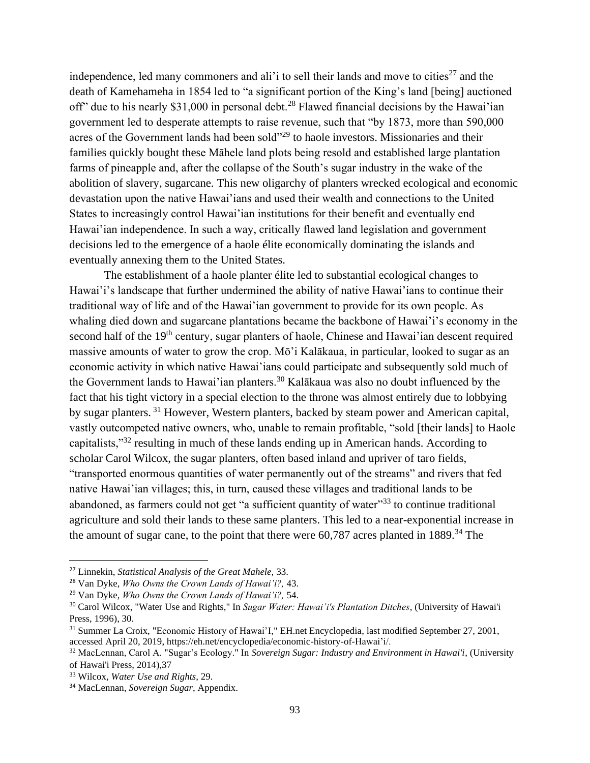independence, led many commoners and ali'i to sell their lands and move to cities[27] and the death of Kamehameha in 1854 led to "a significant portion of the King's land [being] auctioned off" due to his nearly $31,000 in personal debt.[28] Flawed financial decisions by the Hawai'ian government led to desperate attempts to raise revenue, such that "by 1873, more than 590,000 acres of the Government lands had been sold"[29] to haole investors. Missionaries and their families quickly bought these Māhele land plots being resold and established large plantation farms of pineapple and, after the collapse of the South's sugar industry in the wake of the abolition of slavery, sugarcane. This new oligarchy of planters wrecked ecological and economic devastation upon the native Hawai'ians and used their wealth and connections to the United States to increasingly control Hawai'ian institutions for their benefit and eventually end Hawai'ian independence. In such a way, critically flawed land legislation and government decisions led to the emergence of a haole élite economically dominating the islands and eventually annexing them to the United States.

The establishment of a haole planter élite led to substantial ecological changes to Hawai'i's landscape that further undermined the ability of native Hawai'ians to continue their traditional way of life and of the Hawai'ian government to provide for its own people. As whaling died down and sugarcane plantations became the backbone of Hawai'i's economy in the second half of the 19th century, sugar planters of haole, Chinese and Hawai'ian descent required massive amounts of water to grow the crop. Mō'i Kalākaua, in particular, looked to sugar as an economic activity in which native Hawai'ians could participate and subsequently sold much of the Government lands to Hawai'ian planters.[30] Kalākaua was also no doubt influenced by the fact that his tight victory in a special election to the throne was almost entirely due to lobbying by sugar planters.[31] However, Western planters, backed by steam power and American capital, vastly outcompeted native owners, who, unable to remain profitable, "sold [their lands] to Haole capitalists,"[32] resulting in much of these lands ending up in American hands. According to scholar Carol Wilcox, the sugar planters, often based inland and upriver of taro fields, "transported enormous quantities of water permanently out of the streams" and rivers that fed native Hawai'ian villages; this, in turn, caused these villages and traditional lands to be abandoned, as farmers could not get "a sufficient quantity of water"[33] to continue traditional agriculture and sold their lands to these same planters. This led to a near-exponential increase in the amount of sugar cane, to the point that there were 60,787 acres planted in 1889.[34] The

---

[27] Linnekin, *Statistical Analysis of the Great Mahele,* 33.

[28] Van Dyke, *Who Owns the Crown Lands of Hawai'i?,* 43.

[29] Van Dyke, *Who Owns the Crown Lands of Hawai'i?,* 54.

[30] Carol Wilcox, "Water Use and Rights," In *Sugar Water: Hawai'i's Plantation Ditches*, (University of Hawai'i Press, 1996), 30.

[31] Summer La Croix, "Economic History of Hawai'I," EH.net Encyclopedia, last modified September 27, 2001, accessed April 20, 2019, https://eh.net/encyclopedia/economic-history-of-Hawai'i/.

[32] MacLennan, Carol A. "Sugar's Ecology." In *Sovereign Sugar: Industry and Environment in Hawai'i*, (University of Hawai'i Press, 2014),37

[33] Wilcox, *Water Use and Rights*, 29.

[34] MacLennan, *Sovereign Sugar*, Appendix.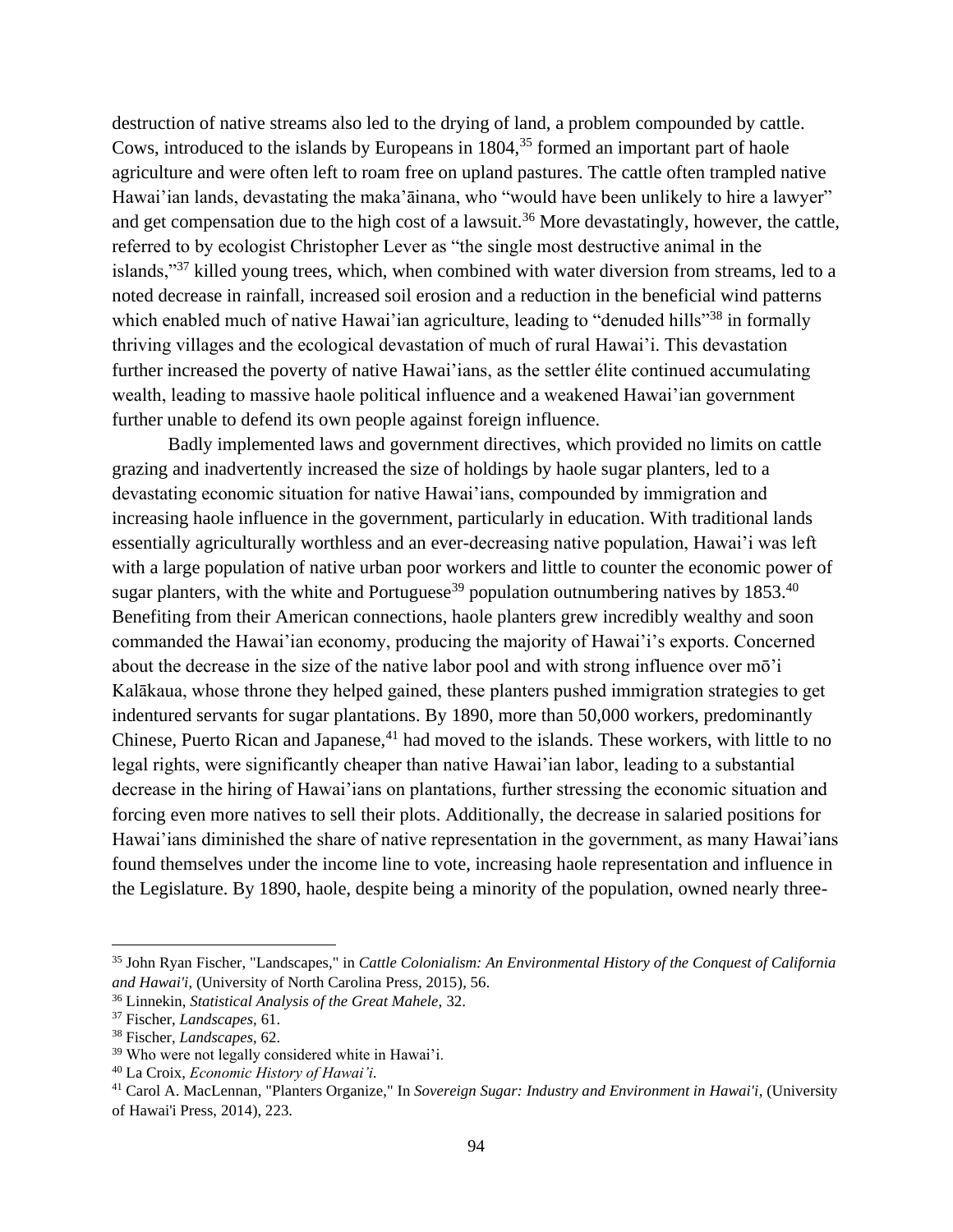destruction of native streams also led to the drying of land, a problem compounded by cattle. Cows, introduced to the islands by Europeans in 1804,[35] formed an important part of haole agriculture and were often left to roam free on upland pastures. The cattle often trampled native Hawai'ian lands, devastating the maka'āinana, who "would have been unlikely to hire a lawyer" and get compensation due to the high cost of a lawsuit.[36] More devastatingly, however, the cattle, referred to by ecologist Christopher Lever as "the single most destructive animal in the islands,"[37] killed young trees, which, when combined with water diversion from streams, led to a noted decrease in rainfall, increased soil erosion and a reduction in the beneficial wind patterns which enabled much of native Hawai'ian agriculture, leading to "denuded hills"[38] in formally thriving villages and the ecological devastation of much of rural Hawai'i. This devastation further increased the poverty of native Hawai'ians, as the settler élite continued accumulating wealth, leading to massive haole political influence and a weakened Hawai'ian government further unable to defend its own people against foreign influence.

Badly implemented laws and government directives, which provided no limits on cattle grazing and inadvertently increased the size of holdings by haole sugar planters, led to a devastating economic situation for native Hawai'ians, compounded by immigration and increasing haole influence in the government, particularly in education. With traditional lands essentially agriculturally worthless and an ever-decreasing native population, Hawai'i was left with a large population of native urban poor workers and little to counter the economic power of sugar planters, with the white and Portuguese[39] population outnumbering natives by 1853.[40] Benefiting from their American connections, haole planters grew incredibly wealthy and soon commanded the Hawai'ian economy, producing the majority of Hawai'i's exports. Concerned about the decrease in the size of the native labor pool and with strong influence over mō'i Kalākaua, whose throne they helped gained, these planters pushed immigration strategies to get indentured servants for sugar plantations. By 1890, more than 50,000 workers, predominantly Chinese, Puerto Rican and Japanese,[41] had moved to the islands. These workers, with little to no legal rights, were significantly cheaper than native Hawai'ian labor, leading to a substantial decrease in the hiring of Hawai'ians on plantations, further stressing the economic situation and forcing even more natives to sell their plots. Additionally, the decrease in salaried positions for Hawai'ians diminished the share of native representation in the government, as many Hawai'ians found themselves under the income line to vote, increasing haole representation and influence in the Legislature. By 1890, haole, despite being a minority of the population, owned nearly three-

---

[35] John Ryan Fischer, "Landscapes," in *Cattle Colonialism: An Environmental History of the Conquest of California and Hawai'i*, (University of North Carolina Press, 2015), 56.

[36] Linnekin, *Statistical Analysis of the Great Mahele,* 32.

[37] Fischer, *Landscapes*, 61.

[38] Fischer, *Landscapes*, 62.

[39] Who were not legally considered white in Hawai'i.

[40] La Croix, *Economic History of Hawai'i*.

[41] Carol A. MacLennan, "Planters Organize," In *Sovereign Sugar: Industry and Environment in Hawai'i*, (University of Hawai'i Press, 2014), 223.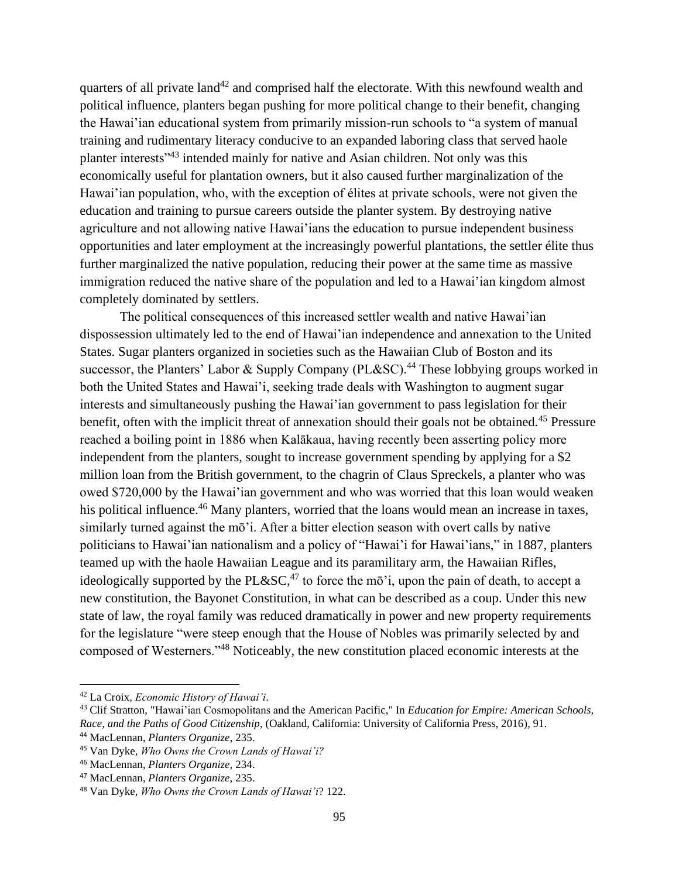quarters of all private land[42] and comprised half the electorate. With this newfound wealth and political influence, planters began pushing for more political change to their benefit, changing the Hawai'ian educational system from primarily mission-run schools to "a system of manual training and rudimentary literacy conducive to an expanded laboring class that served haole planter interests"[43] intended mainly for native and Asian children. Not only was this economically useful for plantation owners, but it also caused further marginalization of the Hawai'ian population, who, with the exception of élites at private schools, were not given the education and training to pursue careers outside the planter system. By destroying native agriculture and not allowing native Hawai'ians the education to pursue independent business opportunities and later employment at the increasingly powerful plantations, the settler élite thus further marginalized the native population, reducing their power at the same time as massive immigration reduced the native share of the population and led to a Hawai'ian kingdom almost completely dominated by settlers.

The political consequences of this increased settler wealth and native Hawai'ian dispossession ultimately led to the end of Hawai'ian independence and annexation to the United States. Sugar planters organized in societies such as the Hawaiian Club of Boston and its successor, the Planters' Labor & Supply Company (PL&SC).[44] These lobbying groups worked in both the United States and Hawai'i, seeking trade deals with Washington to augment sugar interests and simultaneously pushing the Hawai'ian government to pass legislation for their benefit, often with the implicit threat of annexation should their goals not be obtained.[45] Pressure reached a boiling point in 1886 when Kalākaua, having recently been asserting policy more independent from the planters, sought to increase government spending by applying for a $2 million loan from the British government, to the chagrin of Claus Spreckels, a planter who was owed $720,000 by the Hawai'ian government and who was worried that this loan would weaken his political influence.[46] Many planters, worried that the loans would mean an increase in taxes, similarly turned against the mō'i. After a bitter election season with overt calls by native politicians to Hawai'ian nationalism and a policy of "Hawai'i for Hawai'ians," in 1887, planters teamed up with the haole Hawaiian League and its paramilitary arm, the Hawaiian Rifles, ideologically supported by the PL&SC,[47] to force the mō'i, upon the pain of death, to accept a new constitution, the Bayonet Constitution, in what can be described as a coup. Under this new state of law, the royal family was reduced dramatically in power and new property requirements for the legislature "were steep enough that the House of Nobles was primarily selected by and composed of Westerners."[48] Noticeably, the new constitution placed economic interests at the

---

[42] La Croix, *Economic History of Hawai'i*.

[43] Clif Stratton, "Hawai'ian Cosmopolitans and the American Pacific," In *Education for Empire: American Schools, Race, and the Paths of Good Citizenship*, (Oakland, California: University of California Press, 2016), 91.

[44] MacLennan, *Planters Organize*, 235.

[45] Van Dyke, *Who Owns the Crown Lands of Hawai'i?*

[46] MacLennan, *Planters Organize,* 234.

[47] MacLennan, *Planters Organize,* 235.

[48] Van Dyke, *Who Owns the Crown Lands of Hawai'i*? 122.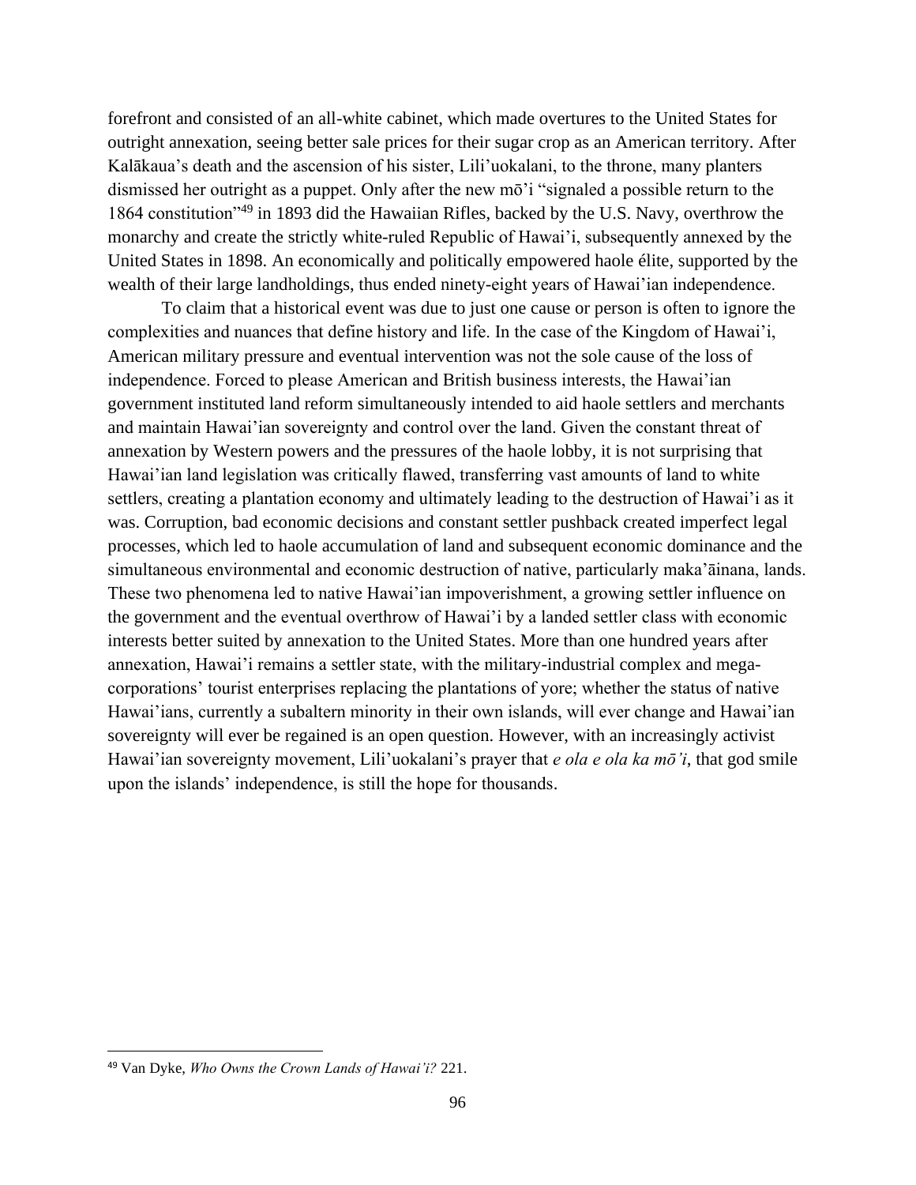forefront and consisted of an all-white cabinet, which made overtures to the United States for outright annexation, seeing better sale prices for their sugar crop as an American territory. After Kalākaua's death and the ascension of his sister, Lili'uokalani, to the throne, many planters dismissed her outright as a puppet. Only after the new mō'i "signaled a possible return to the 1864 constitution"[49] in 1893 did the Hawaiian Rifles, backed by the U.S. Navy, overthrow the monarchy and create the strictly white-ruled Republic of Hawai'i, subsequently annexed by the United States in 1898. An economically and politically empowered haole élite, supported by the wealth of their large landholdings, thus ended ninety-eight years of Hawai'ian independence.

To claim that a historical event was due to just one cause or person is often to ignore the complexities and nuances that define history and life. In the case of the Kingdom of Hawai'i, American military pressure and eventual intervention was not the sole cause of the loss of independence. Forced to please American and British business interests, the Hawai'ian government instituted land reform simultaneously intended to aid haole settlers and merchants and maintain Hawai'ian sovereignty and control over the land. Given the constant threat of annexation by Western powers and the pressures of the haole lobby, it is not surprising that Hawai'ian land legislation was critically flawed, transferring vast amounts of land to white settlers, creating a plantation economy and ultimately leading to the destruction of Hawai'i as it was. Corruption, bad economic decisions and constant settler pushback created imperfect legal processes, which led to haole accumulation of land and subsequent economic dominance and the simultaneous environmental and economic destruction of native, particularly maka'āinana, lands. These two phenomena led to native Hawai'ian impoverishment, a growing settler influence on the government and the eventual overthrow of Hawai'i by a landed settler class with economic interests better suited by annexation to the United States. More than one hundred years after annexation, Hawai'i remains a settler state, with the military-industrial complex and mega-corporations' tourist enterprises replacing the plantations of yore; whether the status of native Hawai'ians, currently a subaltern minority in their own islands, will ever change and Hawai'ian sovereignty will ever be regained is an open question. However, with an increasingly activist Hawai'ian sovereignty movement, Lili'uokalani's prayer that *e ola e ola ka mō'i*, that god smile upon the islands' independence, is still the hope for thousands.

---

[49] Van Dyke, *Who Owns the Crown Lands of Hawai'i?* 221.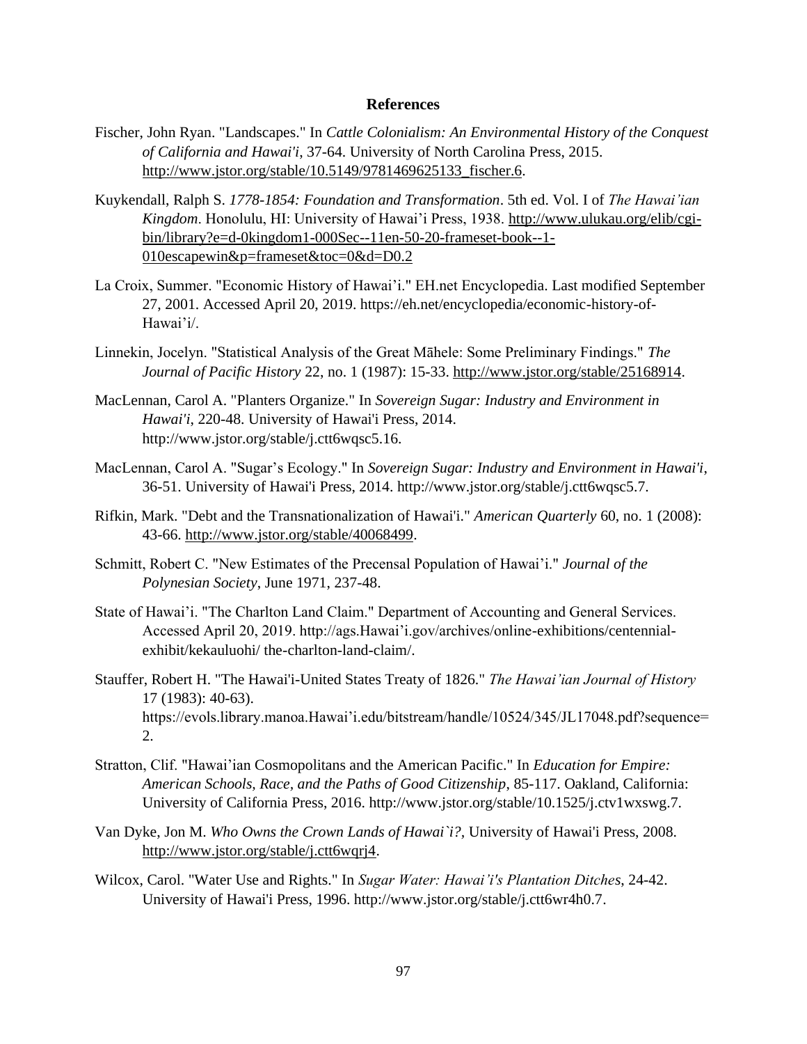## References

Fischer, John Ryan. "Landscapes." In *Cattle Colonialism: An Environmental History of the Conquest of California and Hawai'i*, 37-64. University of North Carolina Press, 2015. http://www.jstor.org/stable/10.5149/9781469625133_fischer.6.

Kuykendall, Ralph S. *1778-1854: Foundation and Transformation*. 5th ed. Vol. I of *The Hawai'ian Kingdom*. Honolulu, HI: University of Hawai'i Press, 1938. http://www.ulukau.org/elib/cgi-bin/library?e=d-0kingdom1-000Sec--11en-50-20-frameset-book--1-010escapewin&p=frameset&toc=0&d=D0.2

La Croix, Summer. "Economic History of Hawai'i." EH.net Encyclopedia. Last modified September 27, 2001. Accessed April 20, 2019. https://eh.net/encyclopedia/economic-history-of-Hawai'i/.

Linnekin, Jocelyn. "Statistical Analysis of the Great Māhele: Some Preliminary Findings." *The Journal of Pacific History* 22, no. 1 (1987): 15-33. http://www.jstor.org/stable/25168914.

MacLennan, Carol A. "Planters Organize." In *Sovereign Sugar: Industry and Environment in Hawai'i*, 220-48. University of Hawai'i Press, 2014. http://www.jstor.org/stable/j.ctt6wqsc5.16.

MacLennan, Carol A. "Sugar's Ecology." In *Sovereign Sugar: Industry and Environment in Hawai'i*, 36-51. University of Hawai'i Press, 2014. http://www.jstor.org/stable/j.ctt6wqsc5.7.

Rifkin, Mark. "Debt and the Transnationalization of Hawai'i." *American Quarterly* 60, no. 1 (2008): 43-66. http://www.jstor.org/stable/40068499.

Schmitt, Robert C. "New Estimates of the Precensal Population of Hawai'i." *Journal of the Polynesian Society*, June 1971, 237-48.

State of Hawai'i. "The Charlton Land Claim." Department of Accounting and General Services. Accessed April 20, 2019. http://ags.Hawai'i.gov/archives/online-exhibitions/centennial-exhibit/kekauluohi/ the-charlton-land-claim/.

Stauffer, Robert H. "The Hawai'i-United States Treaty of 1826." *The Hawai'ian Journal of History* 17 (1983): 40-63). https://evols.library.manoa.Hawai'i.edu/bitstream/handle/10524/345/JL17048.pdf?sequence=2.

Stratton, Clif. "Hawai'ian Cosmopolitans and the American Pacific." In *Education for Empire: American Schools, Race, and the Paths of Good Citizenship*, 85-117. Oakland, California: University of California Press, 2016. http://www.jstor.org/stable/10.1525/j.ctv1wxswg.7.

Van Dyke, Jon M. *Who Owns the Crown Lands of Hawai`i?*, University of Hawai'i Press, 2008. http://www.jstor.org/stable/j.ctt6wqrj4.

Wilcox, Carol. "Water Use and Rights." In *Sugar Water: Hawai'i's Plantation Ditches*, 24-42. University of Hawai'i Press, 1996. http://www.jstor.org/stable/j.ctt6wr4h0.7.